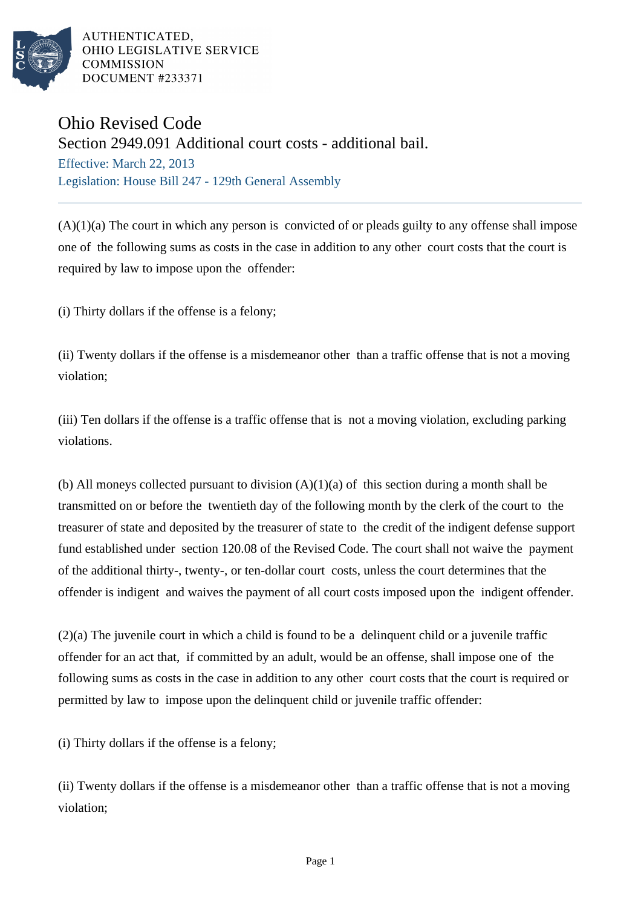AUTHENTICATED,
OHIO LEGISLATIVE SERVICE
COMMISSION
DOCUMENT #233371

# Ohio Revised Code

## Section 2949.091 Additional court costs - additional bail.

Effective: March 22, 2013

Legislation: House Bill 247 - 129th General Assembly

(A)(1)(a) The court in which any person is convicted of or pleads guilty to any offense shall impose one of the following sums as costs in the case in addition to any other court costs that the court is required by law to impose upon the offender:

(i) Thirty dollars if the offense is a felony;

(ii) Twenty dollars if the offense is a misdemeanor other than a traffic offense that is not a moving violation;

(iii) Ten dollars if the offense is a traffic offense that is not a moving violation, excluding parking violations.

(b) All moneys collected pursuant to division (A)(1)(a) of this section during a month shall be transmitted on or before the twentieth day of the following month by the clerk of the court to the treasurer of state and deposited by the treasurer of state to the credit of the indigent defense support fund established under section 120.08 of the Revised Code. The court shall not waive the payment of the additional thirty-, twenty-, or ten-dollar court costs, unless the court determines that the offender is indigent and waives the payment of all court costs imposed upon the indigent offender.

(2)(a) The juvenile court in which a child is found to be a delinquent child or a juvenile traffic offender for an act that, if committed by an adult, would be an offense, shall impose one of the following sums as costs in the case in addition to any other court costs that the court is required or permitted by law to impose upon the delinquent child or juvenile traffic offender:

(i) Thirty dollars if the offense is a felony;

(ii) Twenty dollars if the offense is a misdemeanor other than a traffic offense that is not a moving violation;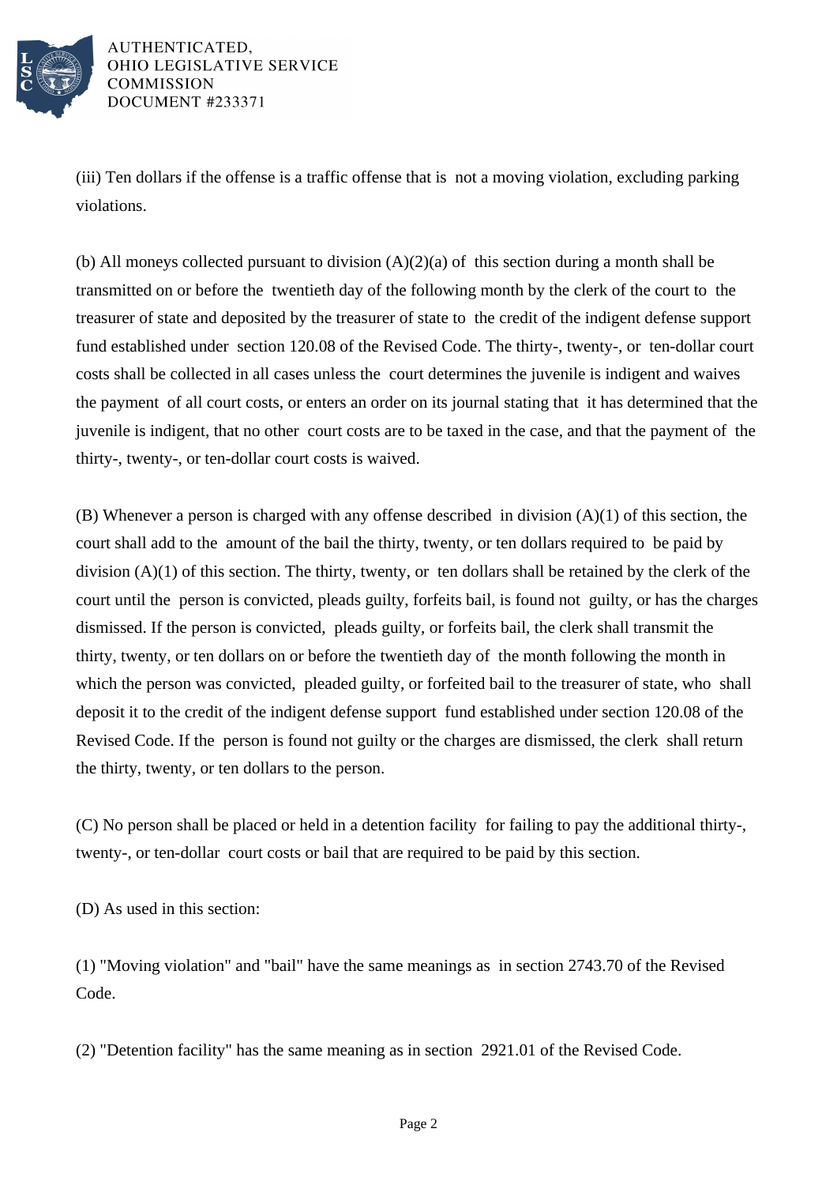(iii) Ten dollars if the offense is a traffic offense that is not a moving violation, excluding parking violations.

(b) All moneys collected pursuant to division (A)(2)(a) of this section during a month shall be transmitted on or before the twentieth day of the following month by the clerk of the court to the treasurer of state and deposited by the treasurer of state to the credit of the indigent defense support fund established under section 120.08 of the Revised Code. The thirty-, twenty-, or ten-dollar court costs shall be collected in all cases unless the court determines the juvenile is indigent and waives the payment of all court costs, or enters an order on its journal stating that it has determined that the juvenile is indigent, that no other court costs are to be taxed in the case, and that the payment of the thirty-, twenty-, or ten-dollar court costs is waived.

(B) Whenever a person is charged with any offense described in division (A)(1) of this section, the court shall add to the amount of the bail the thirty, twenty, or ten dollars required to be paid by division (A)(1) of this section. The thirty, twenty, or ten dollars shall be retained by the clerk of the court until the person is convicted, pleads guilty, forfeits bail, is found not guilty, or has the charges dismissed. If the person is convicted, pleads guilty, or forfeits bail, the clerk shall transmit the thirty, twenty, or ten dollars on or before the twentieth day of the month following the month in which the person was convicted, pleaded guilty, or forfeited bail to the treasurer of state, who shall deposit it to the credit of the indigent defense support fund established under section 120.08 of the Revised Code. If the person is found not guilty or the charges are dismissed, the clerk shall return the thirty, twenty, or ten dollars to the person.

(C) No person shall be placed or held in a detention facility for failing to pay the additional thirty-, twenty-, or ten-dollar court costs or bail that are required to be paid by this section.

(D) As used in this section:

(1) "Moving violation" and "bail" have the same meanings as in section 2743.70 of the Revised Code.

(2) "Detention facility" has the same meaning as in section 2921.01 of the Revised Code.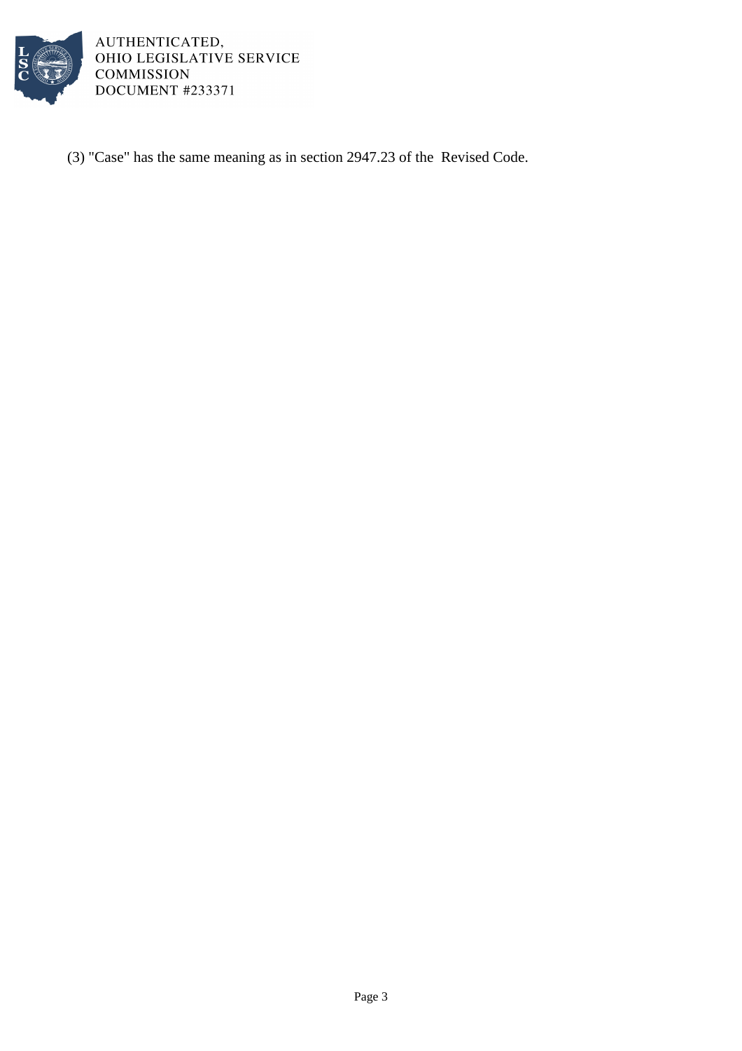(3) "Case" has the same meaning as in section 2947.23 of the Revised Code.